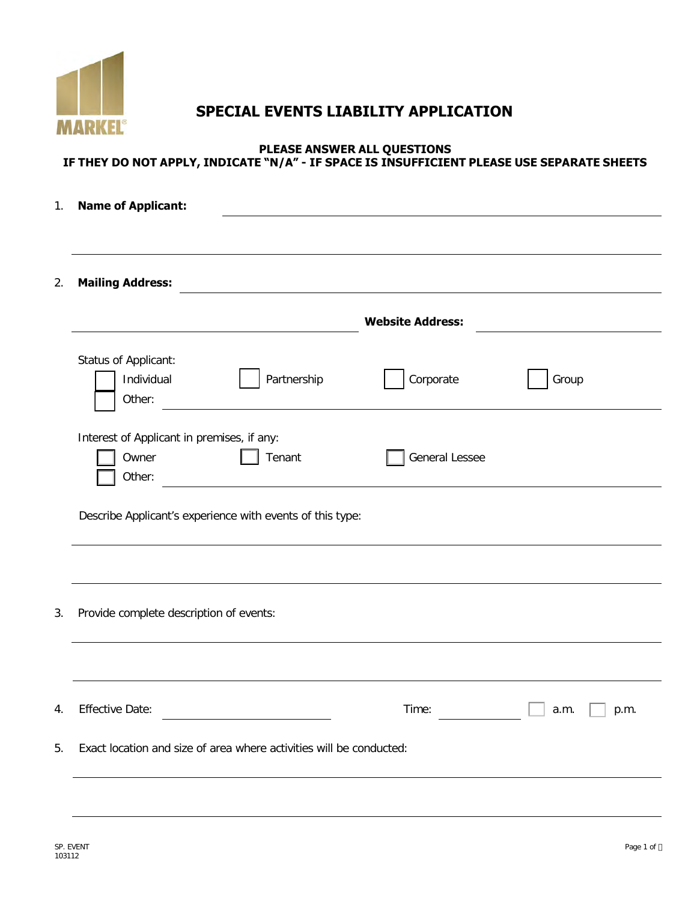# SPECIAL EVENTS LIABILITY APPLICATION

**PLEASE ANSWER ALL QUESTIONS**
**IF THEY DO NOT APPLY, INDICATE "N/A" - IF SPACE IS INSUFFICIENT PLEASE USE SEPARATE SHEETS**

1. **Name of Applicant:** ______________________________

______________________________

2. **Mailing Address:** ______________________________

______________________________ **Website Address:** ______________________________

Status of Applicant:
☐ Individual ☐ Partnership ☐ Corporate ☐ Group
☐ Other: ______________________________

Interest of Applicant in premises, if any:
☐ Owner ☐ Tenant ☐ General Lessee
☐ Other: ______________________________

Describe Applicant's experience with events of this type:

______________________________

______________________________

3. Provide complete description of events:

______________________________

______________________________

4. Effective Date: ______________ Time: ________ ☐ a.m. ☐ p.m.

5. Exact location and size of area where activities will be conducted:

______________________________

______________________________

SP. EVENT
103112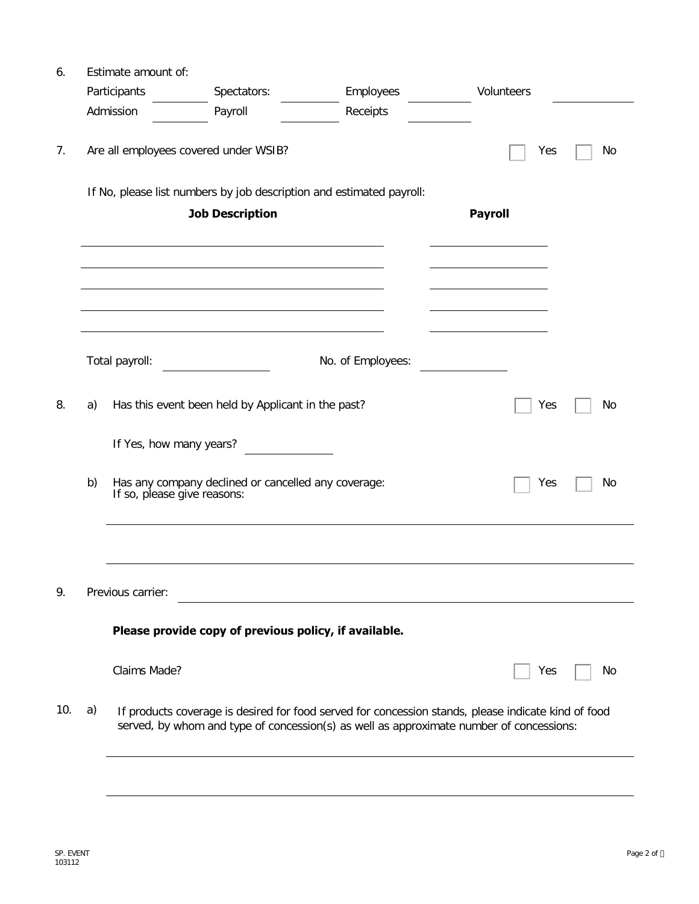6. Estimate amount of:

   Participants \_\_\_\_\_\_\_\_ Spectators: \_\_\_\_\_\_\_\_ Employees \_\_\_\_\_\_\_\_ Volunteers \_\_\_\_\_\_\_\_

   Admission \_\_\_\_\_\_\_\_ Payroll \_\_\_\_\_\_\_\_ Receipts \_\_\_\_\_\_\_\_

7. Are all employees covered under WSIB? ☐ Yes ☐ No

   If No, please list numbers by job description and estimated payroll:

| **Job Description** | **Payroll** |
| --- | --- |
| | |
| | |
| | |
| | |
| | |

   Total payroll: \_\_\_\_\_\_\_\_ No. of Employees: \_\_\_\_\_\_\_\_

8. a) Has this event been held by Applicant in the past? ☐ Yes ☐ No

   If Yes, how many years? \_\_\_\_\_\_\_\_

   b) Has any company declined or cancelled any coverage: ☐ Yes ☐ No
   If so, please give reasons:

   \_\_\_\_\_\_\_\_\_\_\_\_\_\_\_\_\_\_\_\_\_\_\_\_\_\_\_\_\_\_\_\_\_\_\_\_\_\_\_\_

   \_\_\_\_\_\_\_\_\_\_\_\_\_\_\_\_\_\_\_\_\_\_\_\_\_\_\_\_\_\_\_\_\_\_\_\_\_\_\_\_

9. Previous carrier: \_\_\_\_\_\_\_\_\_\_\_\_\_\_\_\_\_\_\_\_\_\_\_\_\_\_\_\_\_\_\_\_\_\_\_\_\_\_\_\_

   **Please provide copy of previous policy, if available.**

   Claims Made? ☐ Yes ☐ No

10. a) If products coverage is desired for food served for concession stands, please indicate kind of food served, by whom and type of concession(s) as well as approximate number of concessions:

   \_\_\_\_\_\_\_\_\_\_\_\_\_\_\_\_\_\_\_\_\_\_\_\_\_\_\_\_\_\_\_\_\_\_\_\_\_\_\_\_

   \_\_\_\_\_\_\_\_\_\_\_\_\_\_\_\_\_\_\_\_\_\_\_\_\_\_\_\_\_\_\_\_\_\_\_\_\_\_\_\_

SP. EVENT
103112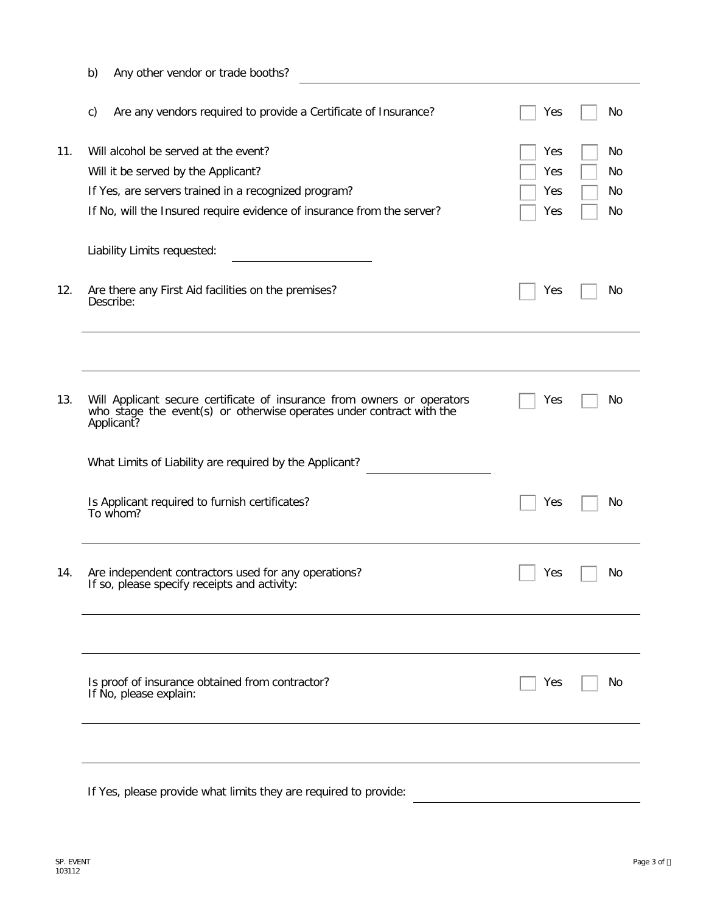b) Any other vendor or trade booths? ____________________

c) Are any vendors required to provide a Certificate of Insurance? ☐ Yes ☐ No

11. Will alcohol be served at the event? ☐ Yes ☐ No

Will it be served by the Applicant? ☐ Yes ☐ No

If Yes, are servers trained in a recognized program? ☐ Yes ☐ No

If No, will the Insured require evidence of insurance from the server? ☐ Yes ☐ No

Liability Limits requested: ____________________

12. Are there any First Aid facilities on the premises? ☐ Yes ☐ No

Describe:

____________________

____________________

13. Will Applicant secure certificate of insurance from owners or operators who stage the event(s) or otherwise operates under contract with the Applicant? ☐ Yes ☐ No

What Limits of Liability are required by the Applicant? ____________________

Is Applicant required to furnish certificates? ☐ Yes ☐ No

To whom?

____________________

14. Are independent contractors used for any operations? ☐ Yes ☐ No

If so, please specify receipts and activity:

____________________

____________________

Is proof of insurance obtained from contractor? ☐ Yes ☐ No

If No, please explain:

____________________

____________________

If Yes, please provide what limits they are required to provide: ____________________

SP. EVENT
103112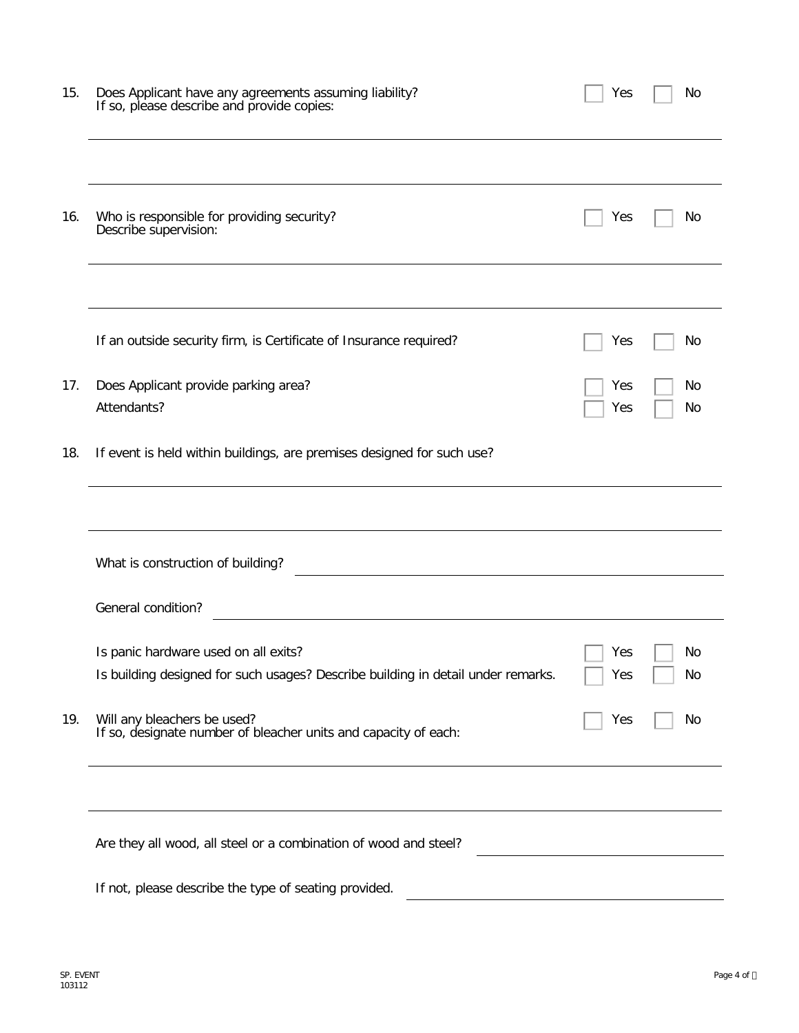15. Does Applicant have any agreements assuming liability? ☐ Yes ☐ No
    If so, please describe and provide copies:

    ______________________________________________________________________

    ______________________________________________________________________

16. Who is responsible for providing security? ☐ Yes ☐ No
    Describe supervision:

    ______________________________________________________________________

    ______________________________________________________________________

    If an outside security firm, is Certificate of Insurance required? ☐ Yes ☐ No

17. Does Applicant provide parking area? ☐ Yes ☐ No
    Attendants? ☐ Yes ☐ No

18. If event is held within buildings, are premises designed for such use?

    ______________________________________________________________________

    ______________________________________________________________________

    What is construction of building? ______________________________________

    General condition? ______________________________________

    Is panic hardware used on all exits? ☐ Yes ☐ No
    Is building designed for such usages? Describe building in detail under remarks. ☐ Yes ☐ No

19. Will any bleachers be used? ☐ Yes ☐ No
    If so, designate number of bleacher units and capacity of each:

    ______________________________________________________________________

    ______________________________________________________________________

    Are they all wood, all steel or a combination of wood and steel? ______________________

    If not, please describe the type of seating provided. ______________________

SP. EVENT
103112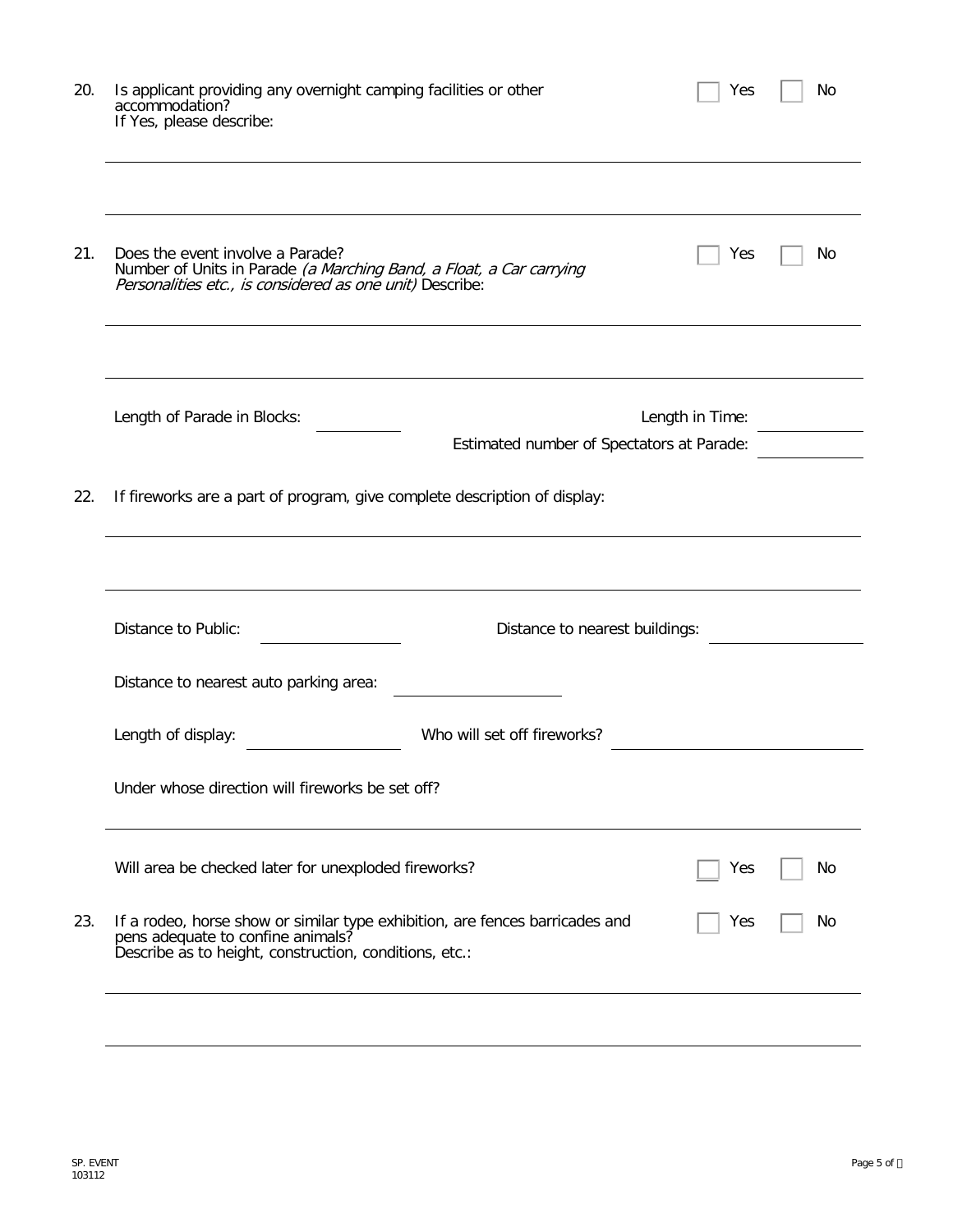20. Is applicant providing any overnight camping facilities or other accommodation? ☐ Yes ☐ No
    If Yes, please describe:

____________________________________________________________

____________________________________________________________

21. Does the event involve a Parade? ☐ Yes ☐ No
    Number of Units in Parade *(a Marching Band, a Float, a Car carrying Personalities etc., is considered as one unit)* Describe:

____________________________________________________________

____________________________________________________________

    Length of Parade in Blocks: __________ Length in Time: __________
    Estimated number of Spectators at Parade: __________

22. If fireworks are a part of program, give complete description of display:

____________________________________________________________

____________________________________________________________

    Distance to Public: __________ Distance to nearest buildings: __________

    Distance to nearest auto parking area: __________

    Length of display: __________ Who will set off fireworks? __________

    Under whose direction will fireworks be set off?

____________________________________________________________

    Will area be checked later for unexploded fireworks? ☐ Yes ☐ No

23. If a rodeo, horse show or similar type exhibition, are fences barricades and pens adequate to confine animals? ☐ Yes ☐ No
    Describe as to height, construction, conditions, etc.:

____________________________________________________________

____________________________________________________________

SP. EVENT
103112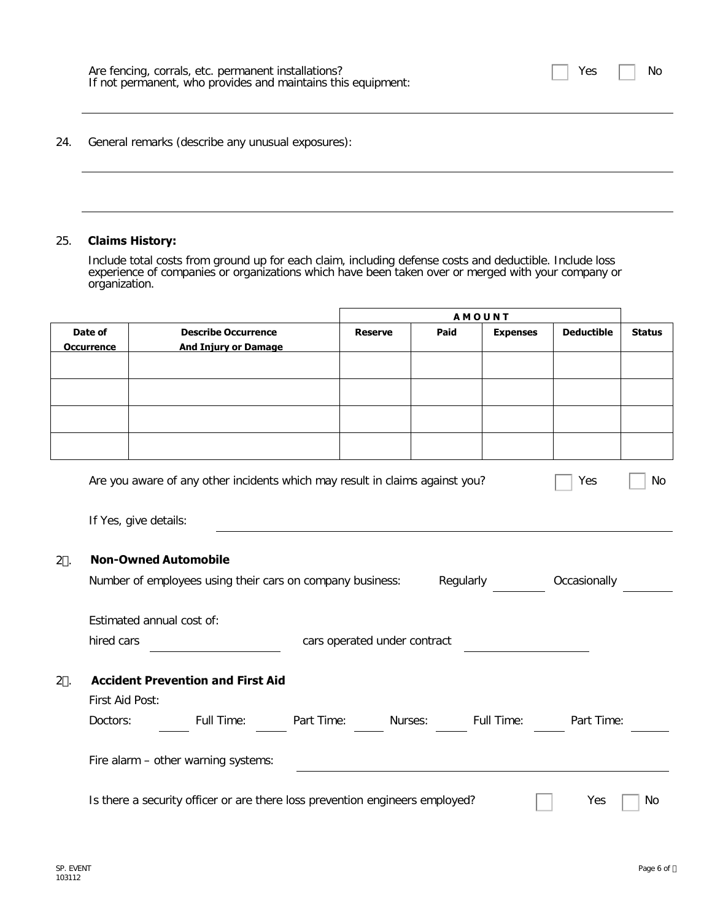Are fencing, corrals, etc. permanent installations? ☐ Yes ☐ No
If not permanent, who provides and maintains this equipment:

---

24. General remarks (describe any unusual exposures):

---

---

25. **Claims History:**

Include total costs from ground up for each claim, including defense costs and deductible. Include loss experience of companies or organizations which have been taken over or merged with your company or organization.

| | | **AMOUNT** | | | | |
|---|---|---|---|---|---|---|
| **Date of Occurrence** | **Describe Occurrence And Injury or Damage** | **Reserve** | **Paid** | **Expenses** | **Deductible** | **Status** |
| | | | | | | |
| | | | | | | |
| | | | | | | |
| | | | | | | |

Are you aware of any other incidents which may result in claims against you? ☐ Yes ☐ No

If Yes, give details: ____________________

2. **Non-Owned Automobile**

Number of employees using their cars on company business: Regularly ________ Occasionally ________

Estimated annual cost of:

hired cars ____________________ cars operated under contract ____________________

2. **Accident Prevention and First Aid**

First Aid Post:

Doctors: ______ Full Time: ______ Part Time: ______ Nurses: ______ Full Time: ______ Part Time: ______

Fire alarm – other warning systems: ____________________

Is there a security officer or are there loss prevention engineers employed? ☐ Yes ☐ No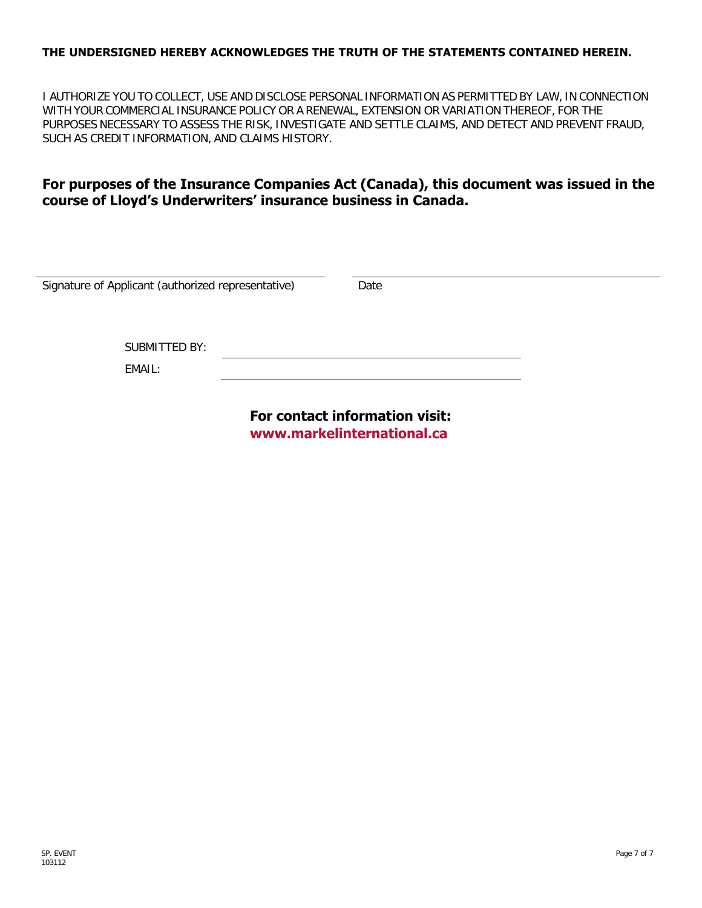**THE UNDERSIGNED HEREBY ACKNOWLEDGES THE TRUTH OF THE STATEMENTS CONTAINED HEREIN.**

I AUTHORIZE YOU TO COLLECT, USE AND DISCLOSE PERSONAL INFORMATION AS PERMITTED BY LAW, IN CONNECTION WITH YOUR COMMERCIAL INSURANCE POLICY OR A RENEWAL, EXTENSION OR VARIATION THEREOF, FOR THE PURPOSES NECESSARY TO ASSESS THE RISK, INVESTIGATE AND SETTLE CLAIMS, AND DETECT AND PREVENT FRAUD, SUCH AS CREDIT INFORMATION, AND CLAIMS HISTORY.

**For purposes of the Insurance Companies Act (Canada), this document was issued in the course of Lloyd's Underwriters' insurance business in Canada.**

\_\_\_\_\_\_\_\_\_\_\_\_\_\_\_\_\_\_\_\_\_\_\_\_\_\_\_\_\_\_\_\_\_\_\_\_\_\_\_\_ \_\_\_\_\_\_\_\_\_\_\_\_\_\_\_\_\_\_\_\_\_\_\_\_\_\_\_\_\_\_\_\_\_\_\_\_\_\_\_\_

Signature of Applicant (authorized representative) Date

SUBMITTED BY: \_\_\_\_\_\_\_\_\_\_\_\_\_\_\_\_\_\_\_\_\_\_\_\_\_\_\_\_\_\_\_\_\_\_\_\_\_\_\_\_

EMAIL: \_\_\_\_\_\_\_\_\_\_\_\_\_\_\_\_\_\_\_\_\_\_\_\_\_\_\_\_\_\_\_\_\_\_\_\_\_\_\_\_

**For contact information visit:**
**www.markelinternational.ca**

SP. EVENT
103112